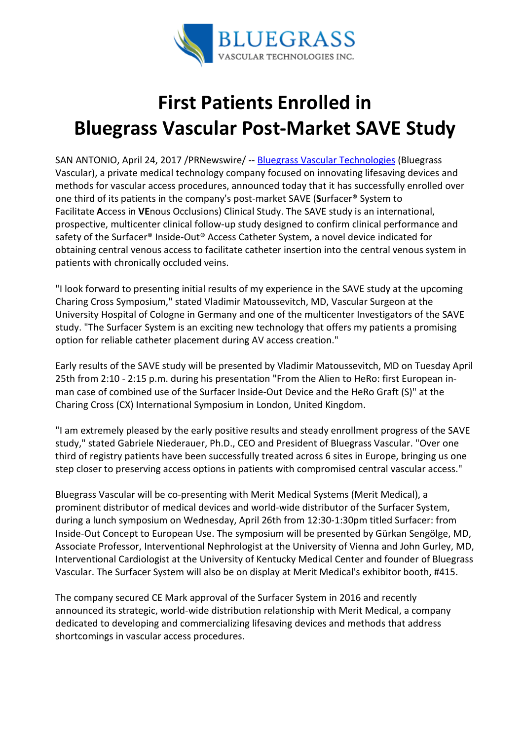BLUEGRASS
VASCULAR TECHNOLOGIES INC.

# First Patients Enrolled in Bluegrass Vascular Post-Market SAVE Study

SAN ANTONIO, April 24, 2017 /PRNewswire/ -- Bluegrass Vascular Technologies (Bluegrass Vascular), a private medical technology company focused on innovating lifesaving devices and methods for vascular access procedures, announced today that it has successfully enrolled over one third of its patients in the company's post-market SAVE (**S**urfacer® System to Facilitate **A**ccess in **VE**nous Occlusions) Clinical Study. The SAVE study is an international, prospective, multicenter clinical follow-up study designed to confirm clinical performance and safety of the Surfacer® Inside-Out® Access Catheter System, a novel device indicated for obtaining central venous access to facilitate catheter insertion into the central venous system in patients with chronically occluded veins.

"I look forward to presenting initial results of my experience in the SAVE study at the upcoming Charing Cross Symposium," stated Vladimir Matoussevitch, MD, Vascular Surgeon at the University Hospital of Cologne in Germany and one of the multicenter Investigators of the SAVE study. "The Surfacer System is an exciting new technology that offers my patients a promising option for reliable catheter placement during AV access creation."

Early results of the SAVE study will be presented by Vladimir Matoussevitch, MD on Tuesday April 25th from 2:10 - 2:15 p.m. during his presentation "From the Alien to HeRo: first European in-man case of combined use of the Surfacer Inside-Out Device and the HeRo Graft (S)" at the Charing Cross (CX) International Symposium in London, United Kingdom.

"I am extremely pleased by the early positive results and steady enrollment progress of the SAVE study," stated Gabriele Niederauer, Ph.D., CEO and President of Bluegrass Vascular. "Over one third of registry patients have been successfully treated across 6 sites in Europe, bringing us one step closer to preserving access options in patients with compromised central vascular access."

Bluegrass Vascular will be co-presenting with Merit Medical Systems (Merit Medical), a prominent distributor of medical devices and world-wide distributor of the Surfacer System, during a lunch symposium on Wednesday, April 26th from 12:30-1:30pm titled Surfacer: from Inside-Out Concept to European Use. The symposium will be presented by Gürkan Sengölge, MD, Associate Professor, Interventional Nephrologist at the University of Vienna and John Gurley, MD, Interventional Cardiologist at the University of Kentucky Medical Center and founder of Bluegrass Vascular. The Surfacer System will also be on display at Merit Medical's exhibitor booth, #415.

The company secured CE Mark approval of the Surfacer System in 2016 and recently announced its strategic, world-wide distribution relationship with Merit Medical, a company dedicated to developing and commercializing lifesaving devices and methods that address shortcomings in vascular access procedures.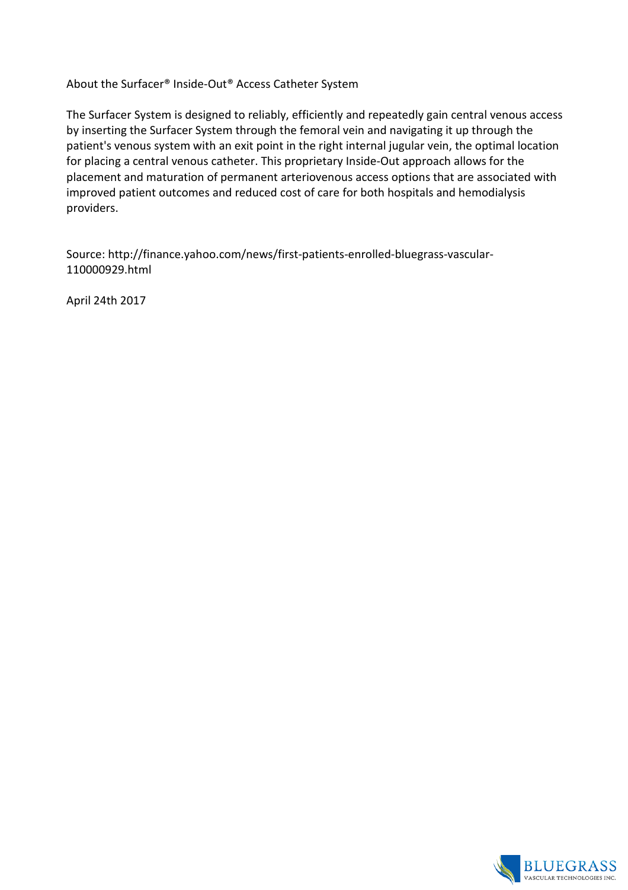About the Surfacer® Inside-Out® Access Catheter System

The Surfacer System is designed to reliably, efficiently and repeatedly gain central venous access by inserting the Surfacer System through the femoral vein and navigating it up through the patient's venous system with an exit point in the right internal jugular vein, the optimal location for placing a central venous catheter. This proprietary Inside-Out approach allows for the placement and maturation of permanent arteriovenous access options that are associated with improved patient outcomes and reduced cost of care for both hospitals and hemodialysis providers.

Source: http://finance.yahoo.com/news/first-patients-enrolled-bluegrass-vascular-110000929.html

April 24th 2017